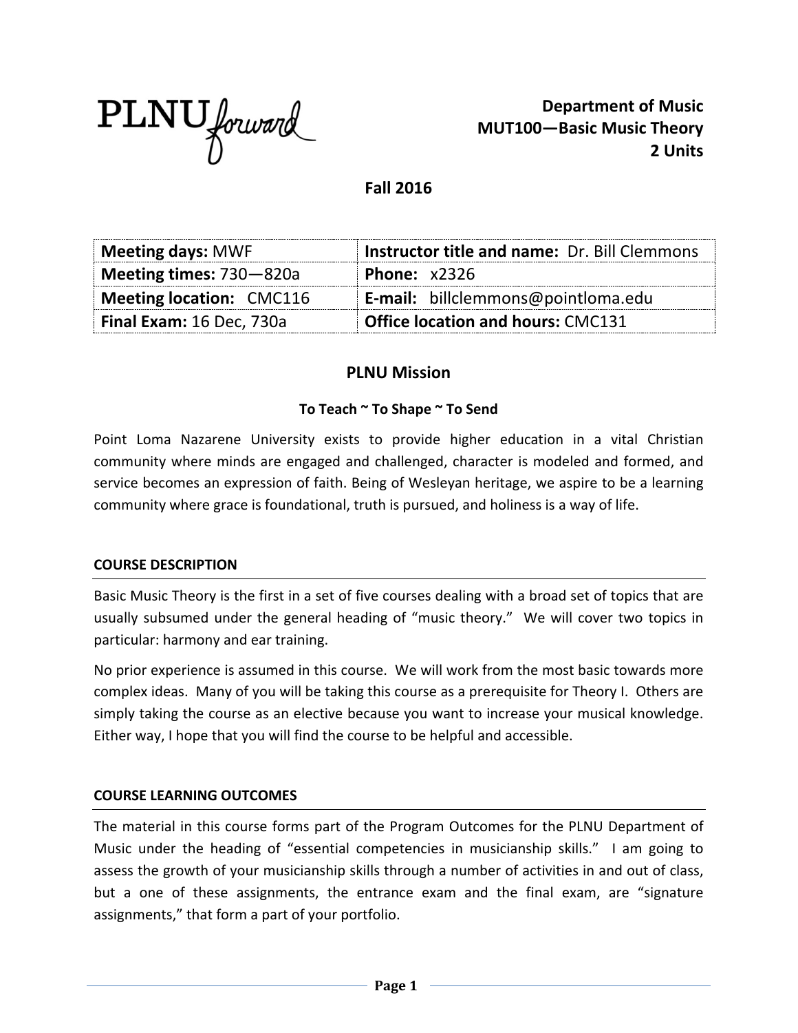PLNU forward

**Department of Music**
**MUT100—Basic Music Theory**
**2 Units**

**Fall 2016**

| **Meeting days:** MWF | **Instructor title and name:** Dr. Bill Clemmons |
|---|---|
| **Meeting times:** 730—820a | **Phone:** x2326 |
| **Meeting location:** CMC116 | **E-mail:** billclemmons@pointloma.edu |
| **Final Exam:** 16 Dec, 730a | **Office location and hours:** CMC131 |

## PLNU Mission

**To Teach ~ To Shape ~ To Send**

Point Loma Nazarene University exists to provide higher education in a vital Christian community where minds are engaged and challenged, character is modeled and formed, and service becomes an expression of faith. Being of Wesleyan heritage, we aspire to be a learning community where grace is foundational, truth is pursued, and holiness is a way of life.

### COURSE DESCRIPTION

Basic Music Theory is the first in a set of five courses dealing with a broad set of topics that are usually subsumed under the general heading of "music theory." We will cover two topics in particular: harmony and ear training.

No prior experience is assumed in this course. We will work from the most basic towards more complex ideas. Many of you will be taking this course as a prerequisite for Theory I. Others are simply taking the course as an elective because you want to increase your musical knowledge. Either way, I hope that you will find the course to be helpful and accessible.

### COURSE LEARNING OUTCOMES

The material in this course forms part of the Program Outcomes for the PLNU Department of Music under the heading of "essential competencies in musicianship skills." I am going to assess the growth of your musicianship skills through a number of activities in and out of class, but a one of these assignments, the entrance exam and the final exam, are "signature assignments," that form a part of your portfolio.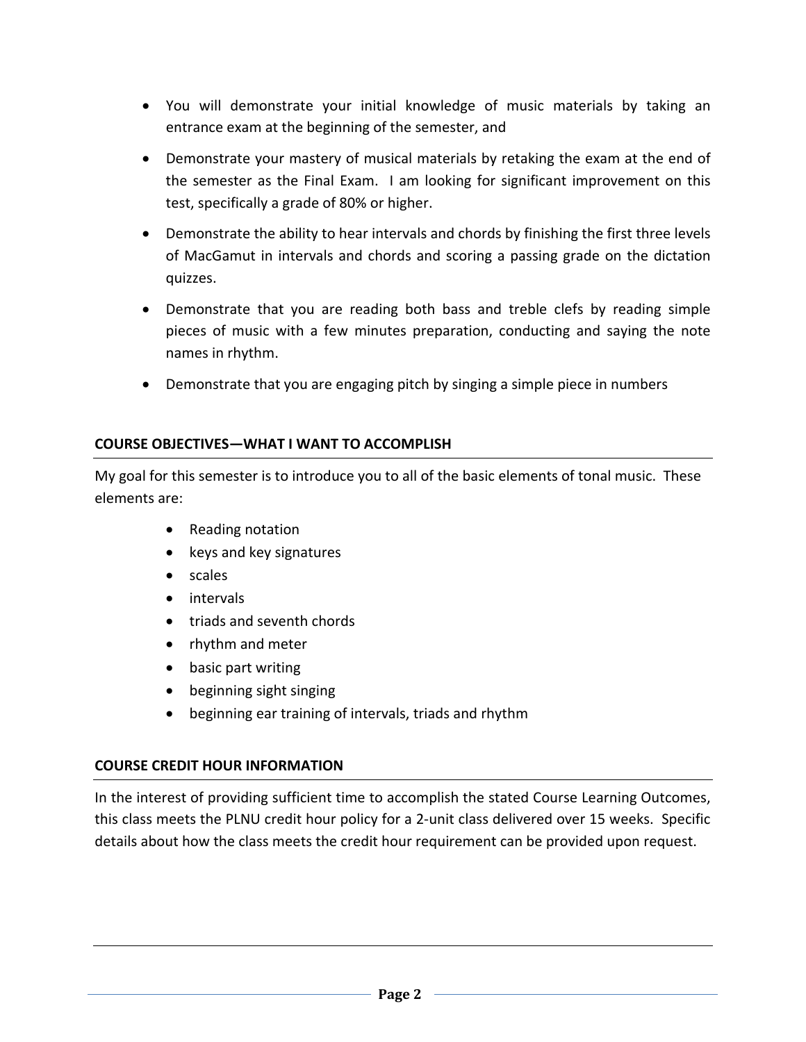- You will demonstrate your initial knowledge of music materials by taking an entrance exam at the beginning of the semester, and
- Demonstrate your mastery of musical materials by retaking the exam at the end of the semester as the Final Exam. I am looking for significant improvement on this test, specifically a grade of 80% or higher.
- Demonstrate the ability to hear intervals and chords by finishing the first three levels of MacGamut in intervals and chords and scoring a passing grade on the dictation quizzes.
- Demonstrate that you are reading both bass and treble clefs by reading simple pieces of music with a few minutes preparation, conducting and saying the note names in rhythm.
- Demonstrate that you are engaging pitch by singing a simple piece in numbers

## COURSE OBJECTIVES—WHAT I WANT TO ACCOMPLISH

My goal for this semester is to introduce you to all of the basic elements of tonal music. These elements are:

- Reading notation
- keys and key signatures
- scales
- intervals
- triads and seventh chords
- rhythm and meter
- basic part writing
- beginning sight singing
- beginning ear training of intervals, triads and rhythm

## COURSE CREDIT HOUR INFORMATION

In the interest of providing sufficient time to accomplish the stated Course Learning Outcomes, this class meets the PLNU credit hour policy for a 2-unit class delivered over 15 weeks. Specific details about how the class meets the credit hour requirement can be provided upon request.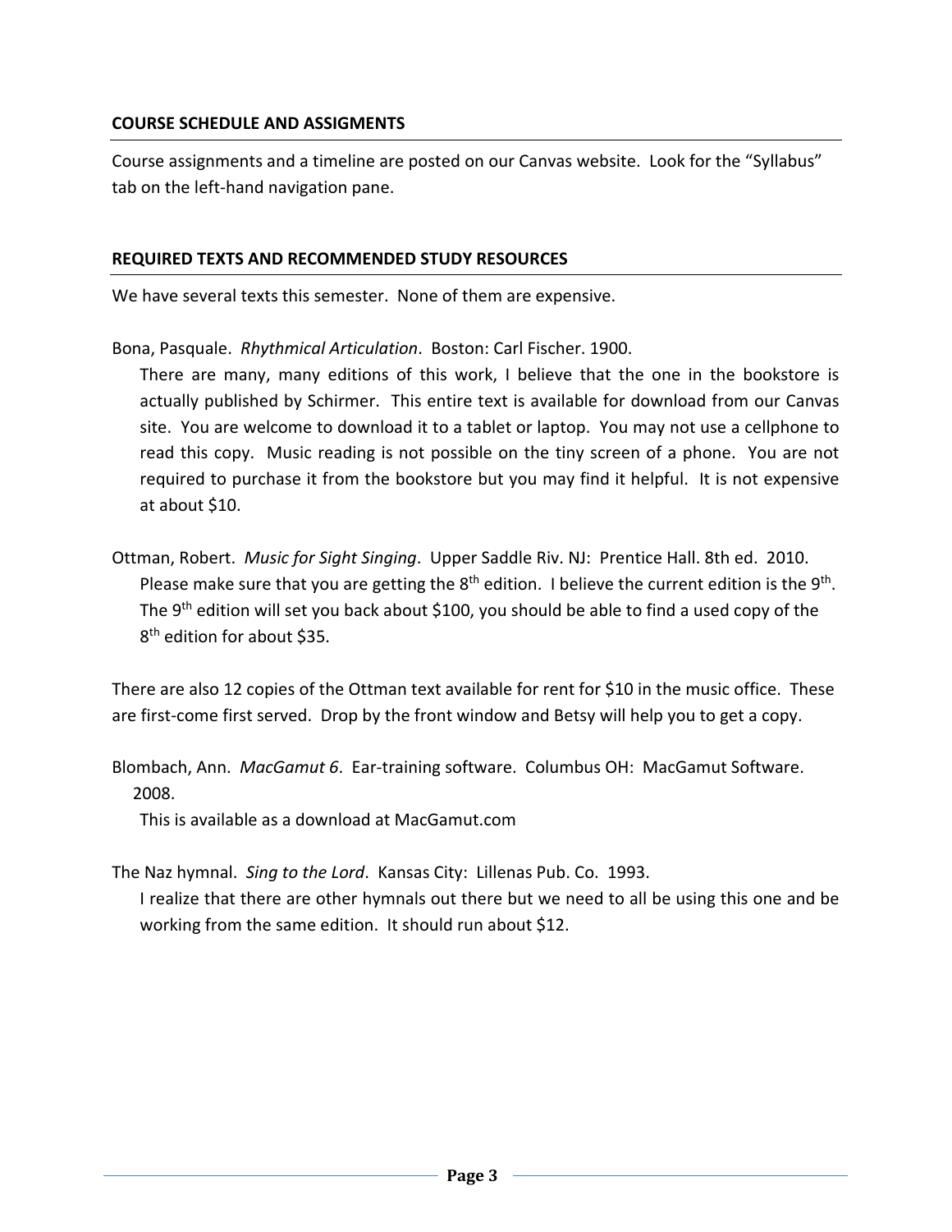## COURSE SCHEDULE AND ASSIGMENTS

Course assignments and a timeline are posted on our Canvas website. Look for the "Syllabus" tab on the left-hand navigation pane.

## REQUIRED TEXTS AND RECOMMENDED STUDY RESOURCES

We have several texts this semester. None of them are expensive.

Bona, Pasquale. *Rhythmical Articulation*. Boston: Carl Fischer. 1900.

There are many, many editions of this work, I believe that the one in the bookstore is actually published by Schirmer. This entire text is available for download from our Canvas site. You are welcome to download it to a tablet or laptop. You may not use a cellphone to read this copy. Music reading is not possible on the tiny screen of a phone. You are not required to purchase it from the bookstore but you may find it helpful. It is not expensive at about $10.

Ottman, Robert. *Music for Sight Singing*. Upper Saddle Riv. NJ: Prentice Hall. 8th ed. 2010.

Please make sure that you are getting the 8th edition. I believe the current edition is the 9th. The 9th edition will set you back about $100, you should be able to find a used copy of the 8th edition for about $35.

There are also 12 copies of the Ottman text available for rent for $10 in the music office. These are first-come first served. Drop by the front window and Betsy will help you to get a copy.

Blombach, Ann. *MacGamut 6*. Ear-training software. Columbus OH: MacGamut Software. 2008.

This is available as a download at MacGamut.com

The Naz hymnal. *Sing to the Lord*. Kansas City: Lillenas Pub. Co. 1993.

I realize that there are other hymnals out there but we need to all be using this one and be working from the same edition. It should run about $12.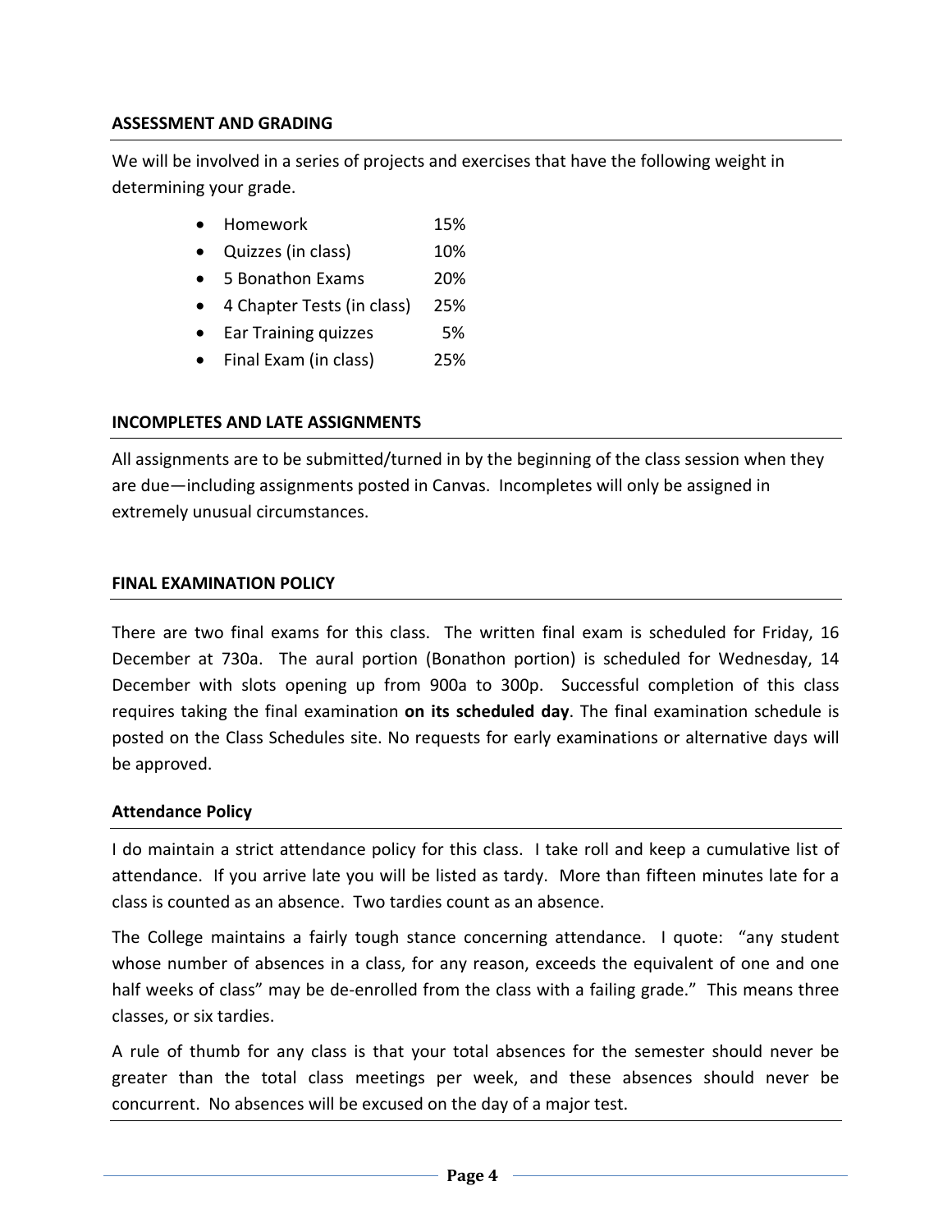## ASSESSMENT AND GRADING

We will be involved in a series of projects and exercises that have the following weight in determining your grade.

- Homework 15%
- Quizzes (in class) 10%
- 5 Bonathon Exams 20%
- 4 Chapter Tests (in class) 25%
- Ear Training quizzes 5%
- Final Exam (in class) 25%

## INCOMPLETES AND LATE ASSIGNMENTS

All assignments are to be submitted/turned in by the beginning of the class session when they are due—including assignments posted in Canvas. Incompletes will only be assigned in extremely unusual circumstances.

## FINAL EXAMINATION POLICY

There are two final exams for this class. The written final exam is scheduled for Friday, 16 December at 730a. The aural portion (Bonathon portion) is scheduled for Wednesday, 14 December with slots opening up from 900a to 300p. Successful completion of this class requires taking the final examination **on its scheduled day**. The final examination schedule is posted on the Class Schedules site. No requests for early examinations or alternative days will be approved.

## Attendance Policy

I do maintain a strict attendance policy for this class. I take roll and keep a cumulative list of attendance. If you arrive late you will be listed as tardy. More than fifteen minutes late for a class is counted as an absence. Two tardies count as an absence.

The College maintains a fairly tough stance concerning attendance. I quote: "any student whose number of absences in a class, for any reason, exceeds the equivalent of one and one half weeks of class" may be de-enrolled from the class with a failing grade." This means three classes, or six tardies.

A rule of thumb for any class is that your total absences for the semester should never be greater than the total class meetings per week, and these absences should never be concurrent. No absences will be excused on the day of a major test.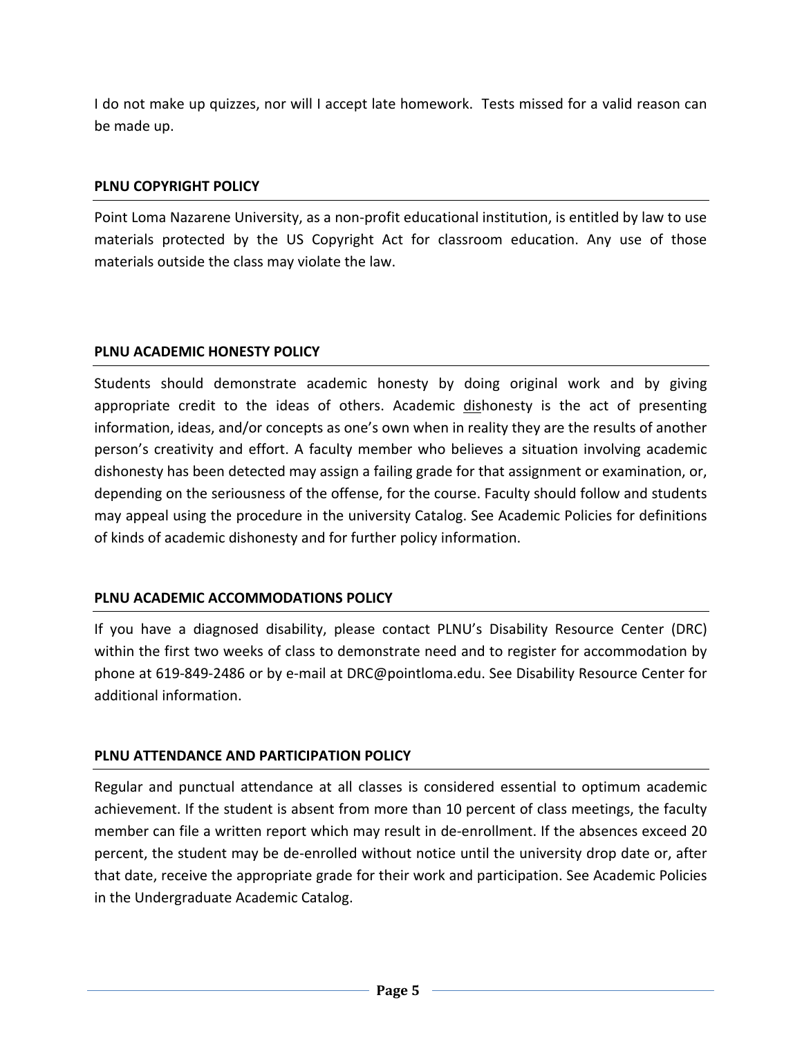I do not make up quizzes, nor will I accept late homework.  Tests missed for a valid reason can be made up.

### PLNU COPYRIGHT POLICY

Point Loma Nazarene University, as a non-profit educational institution, is entitled by law to use materials protected by the US Copyright Act for classroom education. Any use of those materials outside the class may violate the law.

### PLNU ACADEMIC HONESTY POLICY

Students should demonstrate academic honesty by doing original work and by giving appropriate credit to the ideas of others. Academic <u>dis</u>honesty is the act of presenting information, ideas, and/or concepts as one's own when in reality they are the results of another person's creativity and effort. A faculty member who believes a situation involving academic dishonesty has been detected may assign a failing grade for that assignment or examination, or, depending on the seriousness of the offense, for the course. Faculty should follow and students may appeal using the procedure in the university Catalog. See Academic Policies for definitions of kinds of academic dishonesty and for further policy information.

### PLNU ACADEMIC ACCOMMODATIONS POLICY

If you have a diagnosed disability, please contact PLNU's Disability Resource Center (DRC) within the first two weeks of class to demonstrate need and to register for accommodation by phone at 619-849-2486 or by e-mail at DRC@pointloma.edu. See Disability Resource Center for additional information.

### PLNU ATTENDANCE AND PARTICIPATION POLICY

Regular and punctual attendance at all classes is considered essential to optimum academic achievement. If the student is absent from more than 10 percent of class meetings, the faculty member can file a written report which may result in de-enrollment. If the absences exceed 20 percent, the student may be de-enrolled without notice until the university drop date or, after that date, receive the appropriate grade for their work and participation. See Academic Policies in the Undergraduate Academic Catalog.